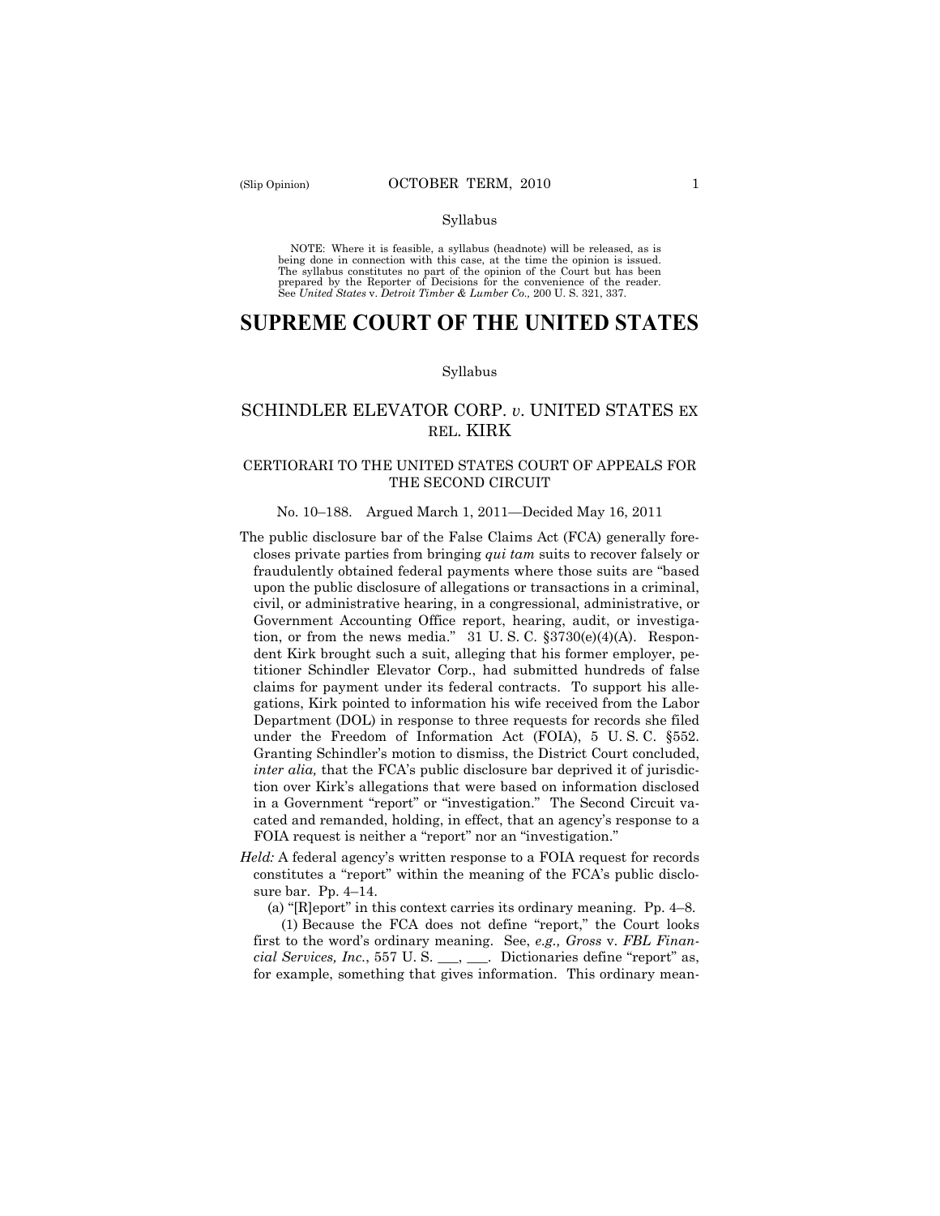Syllabus

NOTE: Where it is feasible, a syllabus (headnote) will be released, as is being done in connection with this case, at the time the opinion is issued. The syllabus constitutes no part of the opinion of the Court but has been prepared by the Reporter of Decisions for the convenience of the reader. See *United States* v. *Detroit Timber & Lumber Co.,* 200 U. S. 321, 337.

# SUPREME COURT OF THE UNITED STATES

Syllabus

## SCHINDLER ELEVATOR CORP. *v*. UNITED STATES EX REL. KIRK

### CERTIORARI TO THE UNITED STATES COURT OF APPEALS FOR THE SECOND CIRCUIT

No. 10–188. Argued March 1, 2011—Decided May 16, 2011

The public disclosure bar of the False Claims Act (FCA) generally forecloses private parties from bringing *qui tam* suits to recover falsely or fraudulently obtained federal payments where those suits are "based upon the public disclosure of allegations or transactions in a criminal, civil, or administrative hearing, in a congressional, administrative, or Government Accounting Office report, hearing, audit, or investigation, or from the news media." 31 U. S. C. §3730(e)(4)(A). Respondent Kirk brought such a suit, alleging that his former employer, petitioner Schindler Elevator Corp., had submitted hundreds of false claims for payment under its federal contracts. To support his allegations, Kirk pointed to information his wife received from the Labor Department (DOL) in response to three requests for records she filed under the Freedom of Information Act (FOIA), 5 U. S. C. §552. Granting Schindler's motion to dismiss, the District Court concluded, *inter alia,* that the FCA's public disclosure bar deprived it of jurisdiction over Kirk's allegations that were based on information disclosed in a Government "report" or "investigation." The Second Circuit vacated and remanded, holding, in effect, that an agency's response to a FOIA request is neither a "report" nor an "investigation."

*Held:* A federal agency's written response to a FOIA request for records constitutes a "report" within the meaning of the FCA's public disclosure bar. Pp. 4–14.

(a) "[R]eport" in this context carries its ordinary meaning. Pp. 4–8.

(1) Because the FCA does not define "report," the Court looks first to the word's ordinary meaning. See, *e.g., Gross* v. *FBL Financial Services, Inc.*, 557 U. S. ___, ___. Dictionaries define "report" as, for example, something that gives information. This ordinary mean-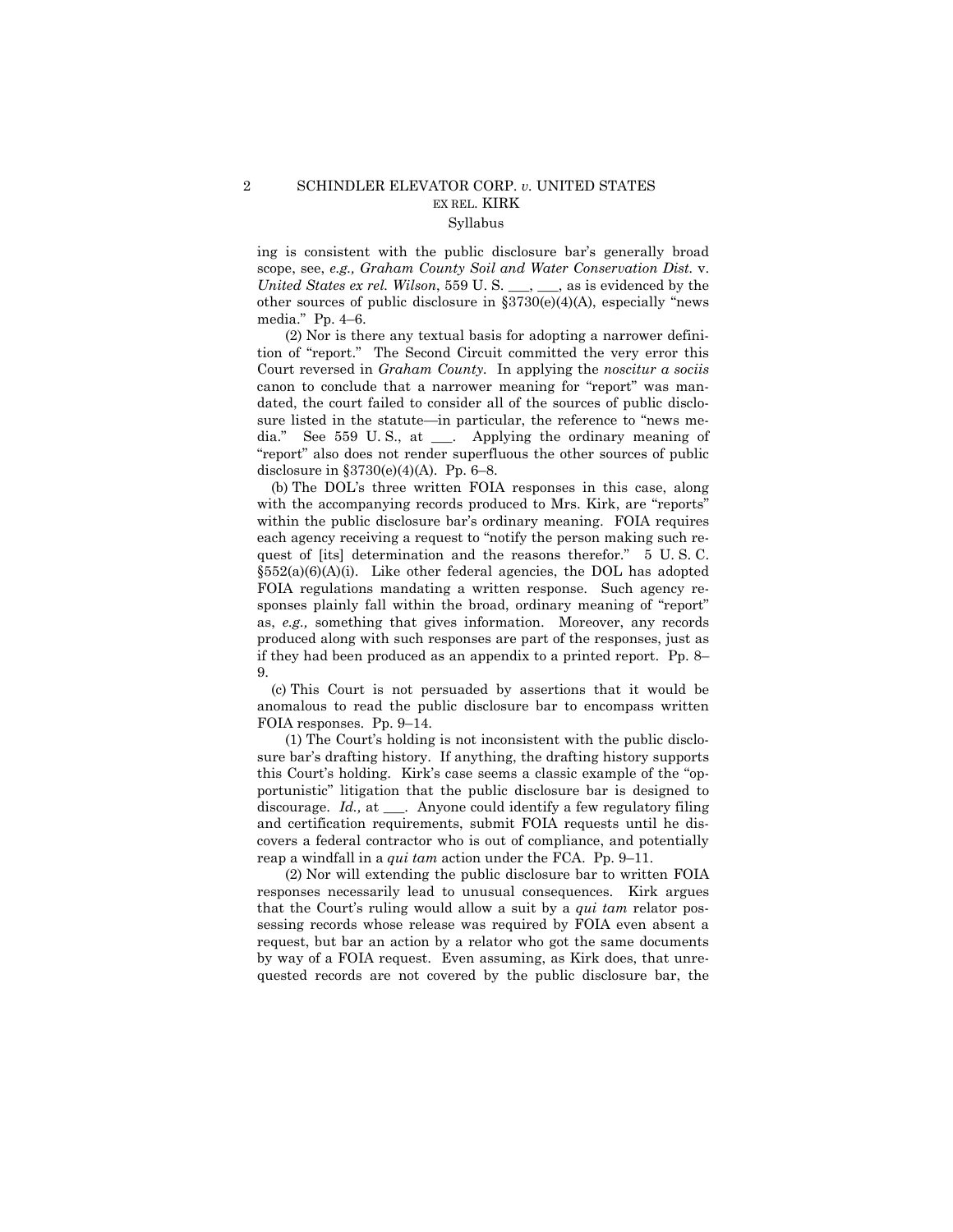ing is consistent with the public disclosure bar's generally broad scope, see, *e.g., Graham County Soil and Water Conservation Dist.* v. *United States ex rel. Wilson*, 559 U. S. ___, ___, as is evidenced by the other sources of public disclosure in §3730(e)(4)(A), especially "news media." Pp. 4–6.

(2) Nor is there any textual basis for adopting a narrower definition of "report." The Second Circuit committed the very error this Court reversed in *Graham County*. In applying the *noscitur a sociis* canon to conclude that a narrower meaning for "report" was mandated, the court failed to consider all of the sources of public disclosure listed in the statute—in particular, the reference to "news media." See 559 U. S., at ___. Applying the ordinary meaning of "report" also does not render superfluous the other sources of public disclosure in §3730(e)(4)(A). Pp. 6–8.

(b) The DOL's three written FOIA responses in this case, along with the accompanying records produced to Mrs. Kirk, are "reports" within the public disclosure bar's ordinary meaning. FOIA requires each agency receiving a request to "notify the person making such request of [its] determination and the reasons therefor." 5 U. S. C. §552(a)(6)(A)(i). Like other federal agencies, the DOL has adopted FOIA regulations mandating a written response. Such agency responses plainly fall within the broad, ordinary meaning of "report" as, *e.g.,* something that gives information. Moreover, any records produced along with such responses are part of the responses, just as if they had been produced as an appendix to a printed report. Pp. 8–9.

(c) This Court is not persuaded by assertions that it would be anomalous to read the public disclosure bar to encompass written FOIA responses. Pp. 9–14.

(1) The Court's holding is not inconsistent with the public disclosure bar's drafting history. If anything, the drafting history supports this Court's holding. Kirk's case seems a classic example of the "opportunistic" litigation that the public disclosure bar is designed to discourage. *Id.,* at ___. Anyone could identify a few regulatory filing and certification requirements, submit FOIA requests until he discovers a federal contractor who is out of compliance, and potentially reap a windfall in a *qui tam* action under the FCA. Pp. 9–11.

(2) Nor will extending the public disclosure bar to written FOIA responses necessarily lead to unusual consequences. Kirk argues that the Court's ruling would allow a suit by a *qui tam* relator possessing records whose release was required by FOIA even absent a request, but bar an action by a relator who got the same documents by way of a FOIA request. Even assuming, as Kirk does, that unrequested records are not covered by the public disclosure bar, the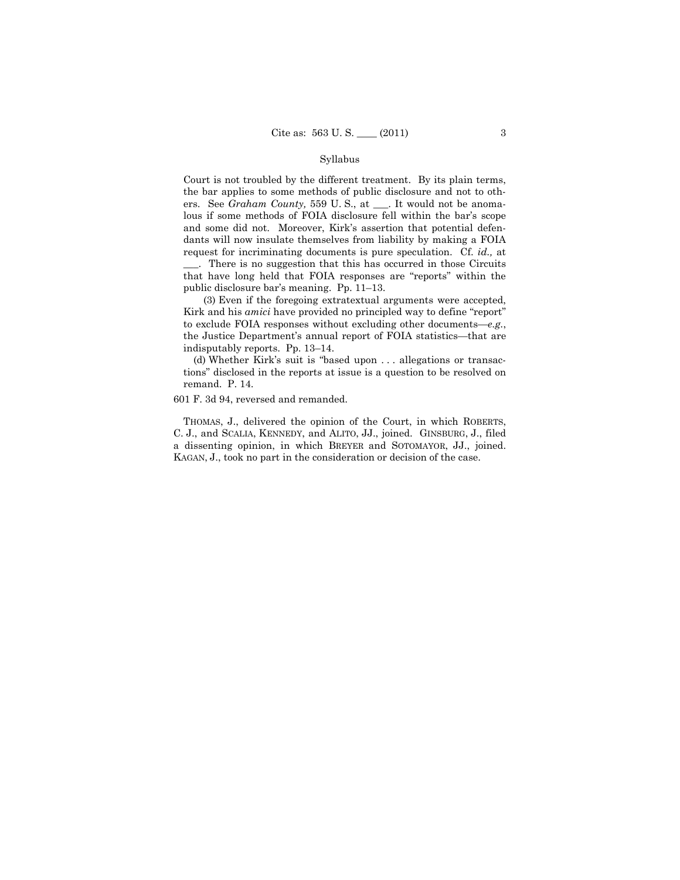Court is not troubled by the different treatment. By its plain terms, the bar applies to some methods of public disclosure and not to others. See *Graham County,* 559 U. S., at ___. It would not be anomalous if some methods of FOIA disclosure fell within the bar's scope and some did not. Moreover, Kirk's assertion that potential defendants will now insulate themselves from liability by making a FOIA request for incriminating documents is pure speculation. Cf. *id.,* at ___. There is no suggestion that this has occurred in those Circuits that have long held that FOIA responses are "reports" within the public disclosure bar's meaning. Pp. 11–13.

(3) Even if the foregoing extratextual arguments were accepted, Kirk and his *amici* have provided no principled way to define "report" to exclude FOIA responses without excluding other documents—*e.g.*, the Justice Department's annual report of FOIA statistics—that are indisputably reports. Pp. 13–14.

(d) Whether Kirk's suit is "based upon . . . allegations or transactions" disclosed in the reports at issue is a question to be resolved on remand. P. 14.

601 F. 3d 94, reversed and remanded.

THOMAS, J., delivered the opinion of the Court, in which ROBERTS, C. J., and SCALIA, KENNEDY, and ALITO, JJ., joined. GINSBURG, J., filed a dissenting opinion, in which BREYER and SOTOMAYOR, JJ., joined. KAGAN, J., took no part in the consideration or decision of the case.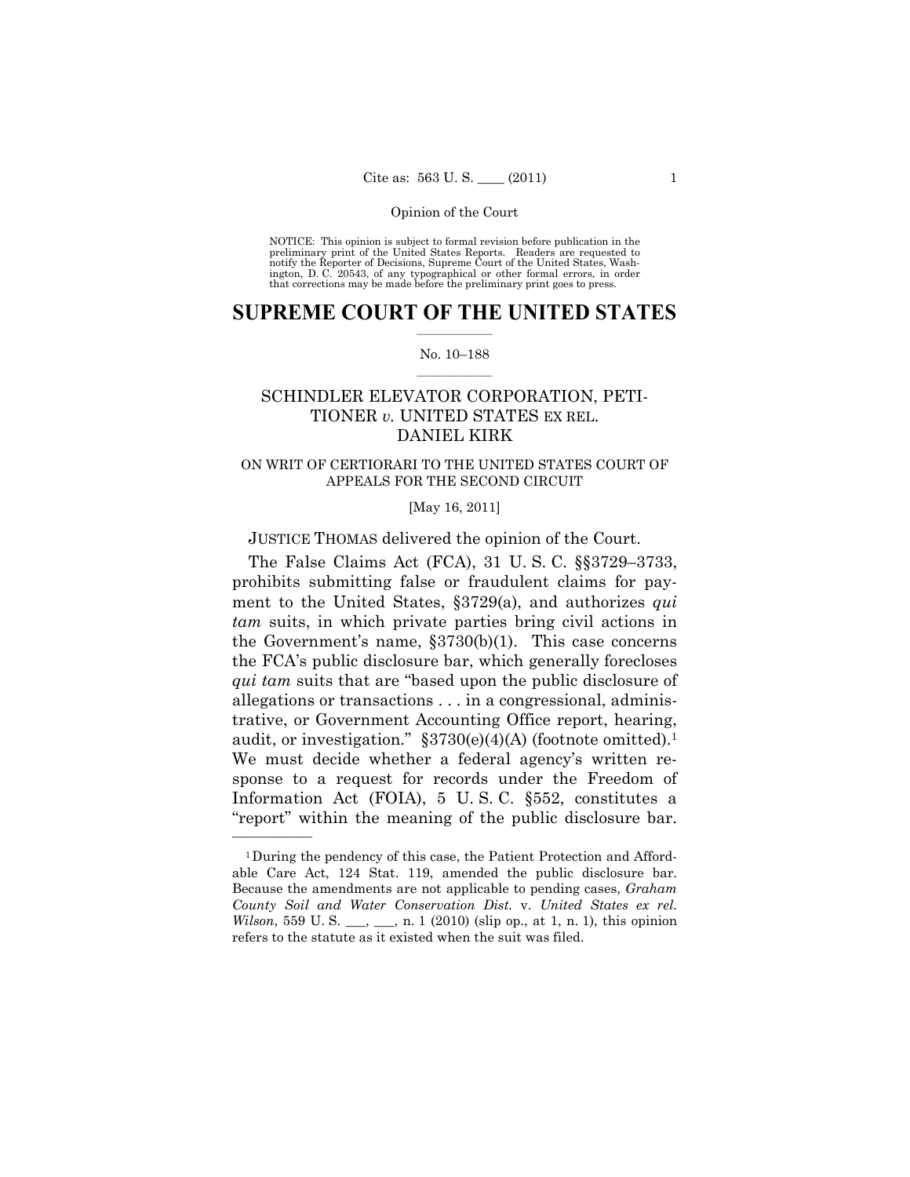Opinion of the Court

NOTICE: This opinion is subject to formal revision before publication in the preliminary print of the United States Reports. Readers are requested to notify the Reporter of Decisions, Supreme Court of the United States, Washington, D. C. 20543, of any typographical or other formal errors, in order that corrections may be made before the preliminary print goes to press.

# SUPREME COURT OF THE UNITED STATES

No. 10–188

## SCHINDLER ELEVATOR CORPORATION, PETITIONER *v.* UNITED STATES EX REL. DANIEL KIRK

ON WRIT OF CERTIORARI TO THE UNITED STATES COURT OF APPEALS FOR THE SECOND CIRCUIT

[May 16, 2011]

JUSTICE THOMAS delivered the opinion of the Court.

The False Claims Act (FCA), 31 U. S. C. §§3729–3733, prohibits submitting false or fraudulent claims for payment to the United States, §3729(a), and authorizes *qui tam* suits, in which private parties bring civil actions in the Government's name, §3730(b)(1). This case concerns the FCA's public disclosure bar, which generally forecloses *qui tam* suits that are "based upon the public disclosure of allegations or transactions . . . in a congressional, administrative, or Government Accounting Office report, hearing, audit, or investigation." §3730(e)(4)(A) (footnote omitted).[1] We must decide whether a federal agency's written response to a request for records under the Freedom of Information Act (FOIA), 5 U. S. C. §552, constitutes a "report" within the meaning of the public disclosure bar.

[1] During the pendency of this case, the Patient Protection and Affordable Care Act, 124 Stat. 119, amended the public disclosure bar. Because the amendments are not applicable to pending cases, *Graham County Soil and Water Conservation Dist.* v. *United States ex rel. Wilson*, 559 U. S. ___, ___, n. 1 (2010) (slip op., at 1, n. 1), this opinion refers to the statute as it existed when the suit was filed.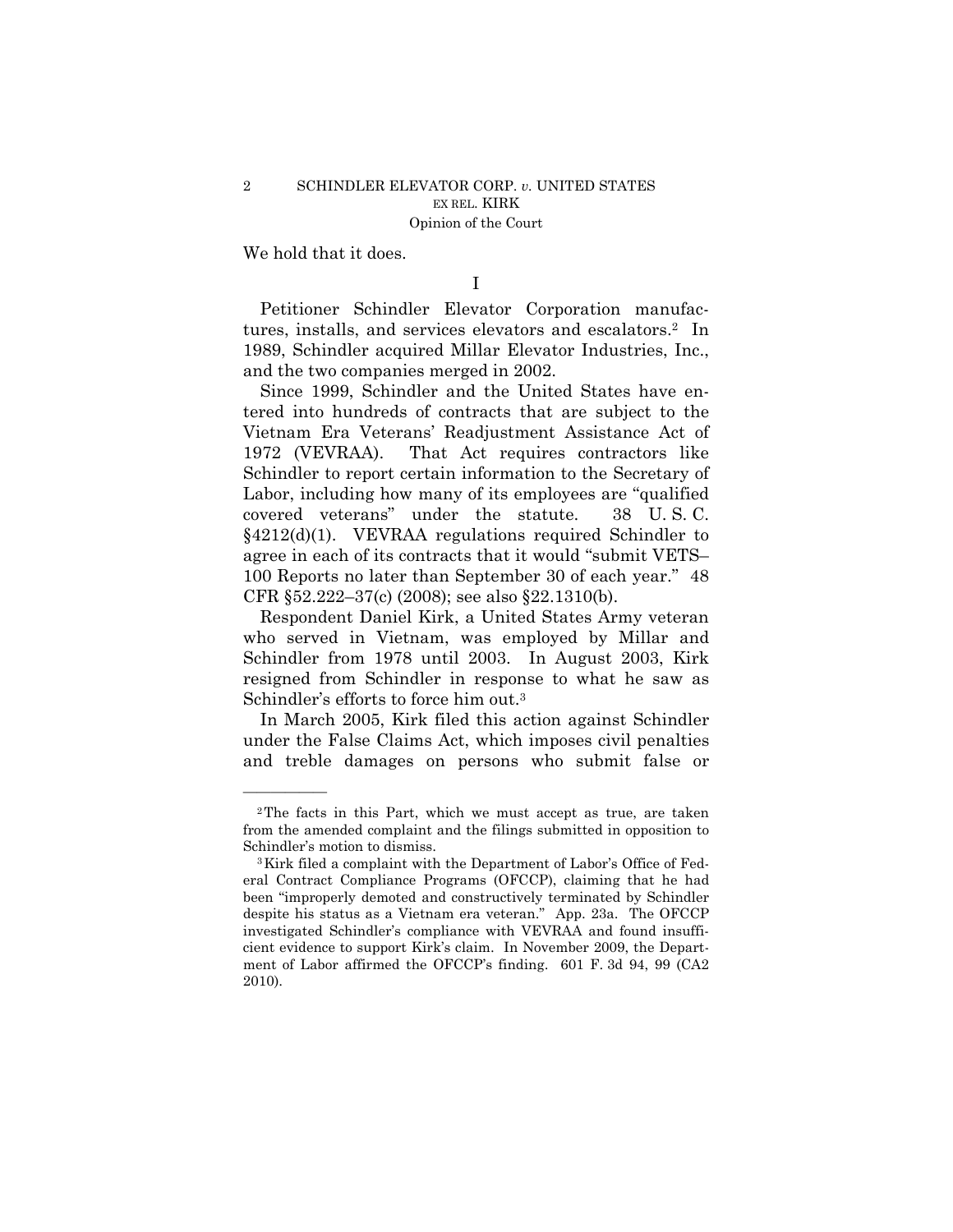We hold that it does.

I

Petitioner Schindler Elevator Corporation manufactures, installs, and services elevators and escalators.[2] In 1989, Schindler acquired Millar Elevator Industries, Inc., and the two companies merged in 2002.

Since 1999, Schindler and the United States have entered into hundreds of contracts that are subject to the Vietnam Era Veterans' Readjustment Assistance Act of 1972 (VEVRAA). That Act requires contractors like Schindler to report certain information to the Secretary of Labor, including how many of its employees are "qualified covered veterans" under the statute. 38 U. S. C. §4212(d)(1). VEVRAA regulations required Schindler to agree in each of its contracts that it would "submit VETS–100 Reports no later than September 30 of each year." 48 CFR §52.222–37(c) (2008); see also §22.1310(b).

Respondent Daniel Kirk, a United States Army veteran who served in Vietnam, was employed by Millar and Schindler from 1978 until 2003. In August 2003, Kirk resigned from Schindler in response to what he saw as Schindler's efforts to force him out.[3]

In March 2005, Kirk filed this action against Schindler under the False Claims Act, which imposes civil penalties and treble damages on persons who submit false or

---

[2] The facts in this Part, which we must accept as true, are taken from the amended complaint and the filings submitted in opposition to Schindler's motion to dismiss.

[3] Kirk filed a complaint with the Department of Labor's Office of Federal Contract Compliance Programs (OFCCP), claiming that he had been "improperly demoted and constructively terminated by Schindler despite his status as a Vietnam era veteran." App. 23a. The OFCCP investigated Schindler's compliance with VEVRAA and found insufficient evidence to support Kirk's claim. In November 2009, the Department of Labor affirmed the OFCCP's finding. 601 F. 3d 94, 99 (CA2 2010).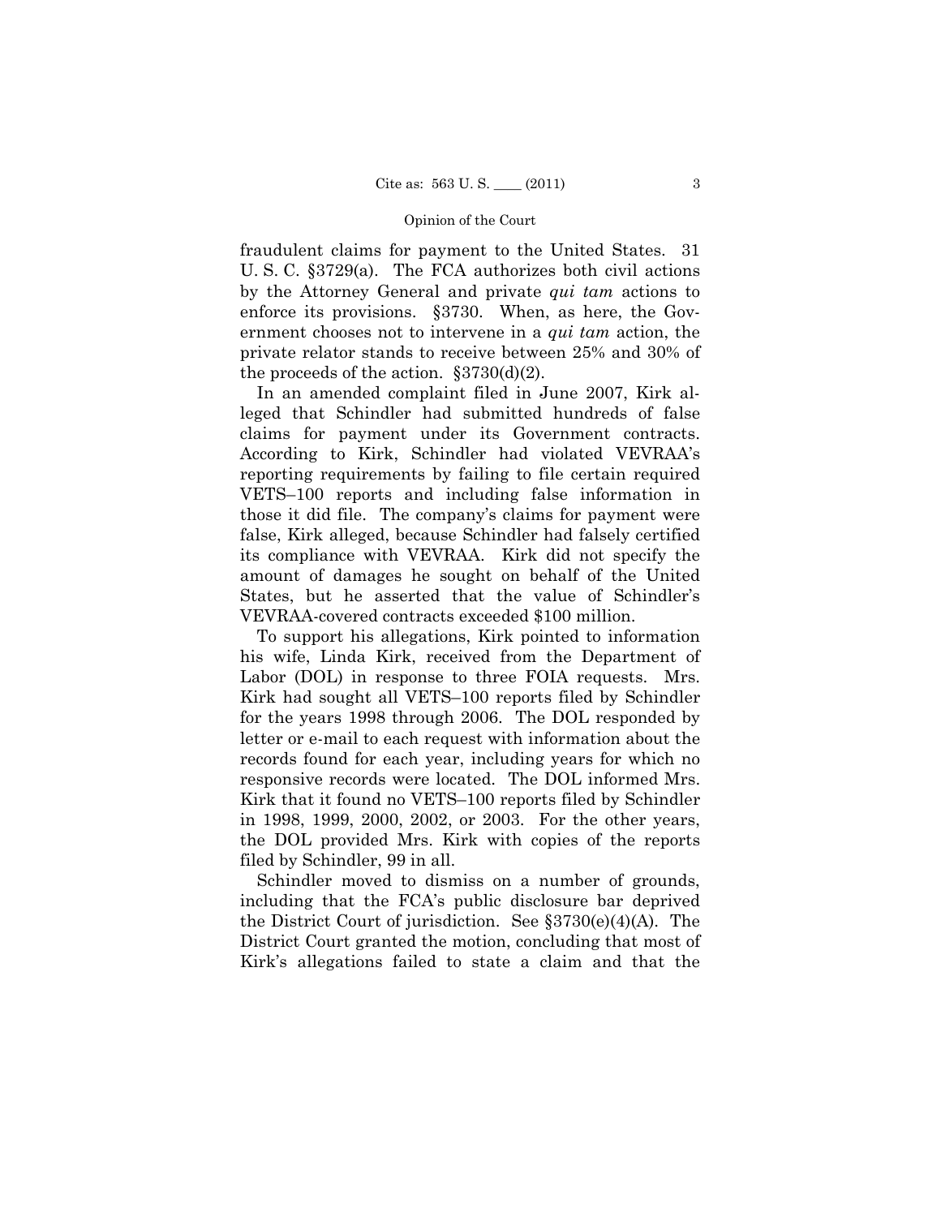fraudulent claims for payment to the United States. 31 U. S. C. §3729(a). The FCA authorizes both civil actions by the Attorney General and private *qui tam* actions to enforce its provisions. §3730. When, as here, the Government chooses not to intervene in a *qui tam* action, the private relator stands to receive between 25% and 30% of the proceeds of the action. §3730(d)(2).

In an amended complaint filed in June 2007, Kirk alleged that Schindler had submitted hundreds of false claims for payment under its Government contracts. According to Kirk, Schindler had violated VEVRAA's reporting requirements by failing to file certain required VETS–100 reports and including false information in those it did file. The company's claims for payment were false, Kirk alleged, because Schindler had falsely certified its compliance with VEVRAA. Kirk did not specify the amount of damages he sought on behalf of the United States, but he asserted that the value of Schindler's VEVRAA-covered contracts exceeded $100 million.

To support his allegations, Kirk pointed to information his wife, Linda Kirk, received from the Department of Labor (DOL) in response to three FOIA requests. Mrs. Kirk had sought all VETS–100 reports filed by Schindler for the years 1998 through 2006. The DOL responded by letter or e-mail to each request with information about the records found for each year, including years for which no responsive records were located. The DOL informed Mrs. Kirk that it found no VETS–100 reports filed by Schindler in 1998, 1999, 2000, 2002, or 2003. For the other years, the DOL provided Mrs. Kirk with copies of the reports filed by Schindler, 99 in all.

Schindler moved to dismiss on a number of grounds, including that the FCA's public disclosure bar deprived the District Court of jurisdiction. See §3730(e)(4)(A). The District Court granted the motion, concluding that most of Kirk's allegations failed to state a claim and that the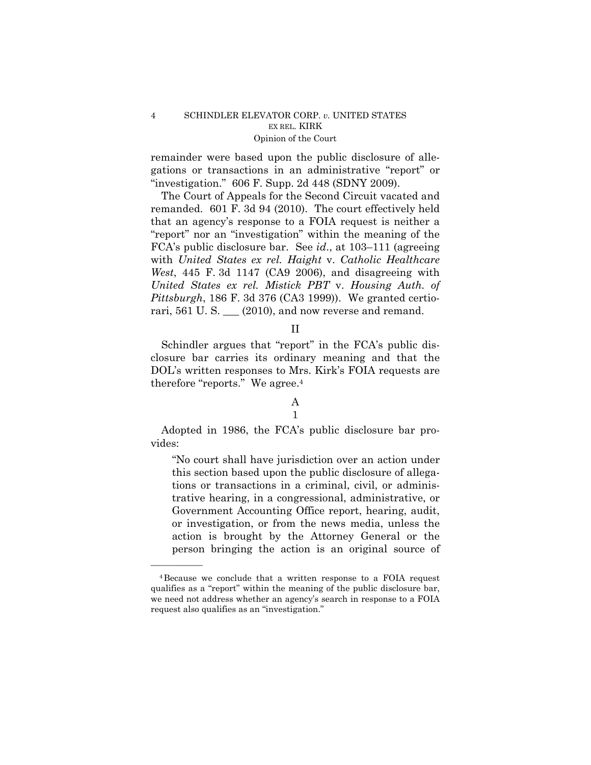remainder were based upon the public disclosure of allegations or transactions in an administrative "report" or "investigation." 606 F. Supp. 2d 448 (SDNY 2009).

The Court of Appeals for the Second Circuit vacated and remanded. 601 F. 3d 94 (2010). The court effectively held that an agency's response to a FOIA request is neither a "report" nor an "investigation" within the meaning of the FCA's public disclosure bar. See *id*., at 103–111 (agreeing with *United States ex rel. Haight* v. *Catholic Healthcare West*, 445 F. 3d 1147 (CA9 2006), and disagreeing with *United States ex rel. Mistick PBT* v. *Housing Auth. of Pittsburgh*, 186 F. 3d 376 (CA3 1999)). We granted certiorari, 561 U. S. ___ (2010), and now reverse and remand.

## II

Schindler argues that "report" in the FCA's public disclosure bar carries its ordinary meaning and that the DOL's written responses to Mrs. Kirk's FOIA requests are therefore "reports." We agree.[4]

### A

#### 1

Adopted in 1986, the FCA's public disclosure bar provides:

> "No court shall have jurisdiction over an action under this section based upon the public disclosure of allegations or transactions in a criminal, civil, or administrative hearing, in a congressional, administrative, or Government Accounting Office report, hearing, audit, or investigation, or from the news media, unless the action is brought by the Attorney General or the person bringing the action is an original source of

---

[4] Because we conclude that a written response to a FOIA request qualifies as a "report" within the meaning of the public disclosure bar, we need not address whether an agency's search in response to a FOIA request also qualifies as an "investigation."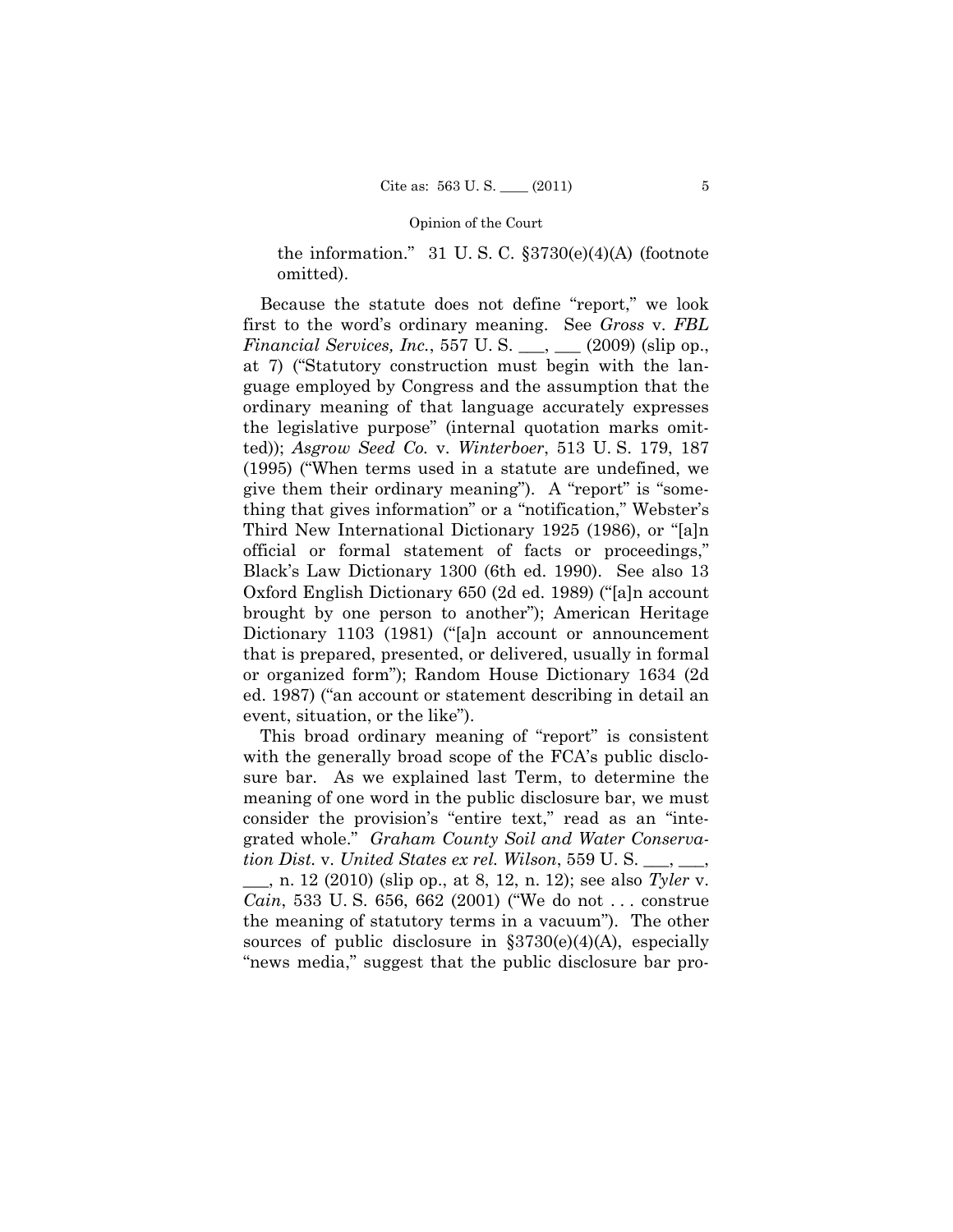the information." 31 U. S. C. §3730(e)(4)(A) (footnote omitted).

Because the statute does not define "report," we look first to the word's ordinary meaning. See *Gross* v. *FBL Financial Services, Inc.*, 557 U. S. ___, ___ (2009) (slip op., at 7) ("Statutory construction must begin with the language employed by Congress and the assumption that the ordinary meaning of that language accurately expresses the legislative purpose" (internal quotation marks omitted)); *Asgrow Seed Co.* v. *Winterboer*, 513 U. S. 179, 187 (1995) ("When terms used in a statute are undefined, we give them their ordinary meaning"). A "report" is "something that gives information" or a "notification," Webster's Third New International Dictionary 1925 (1986), or "[a]n official or formal statement of facts or proceedings," Black's Law Dictionary 1300 (6th ed. 1990). See also 13 Oxford English Dictionary 650 (2d ed. 1989) ("[a]n account brought by one person to another"); American Heritage Dictionary 1103 (1981) ("[a]n account or announcement that is prepared, presented, or delivered, usually in formal or organized form"); Random House Dictionary 1634 (2d ed. 1987) ("an account or statement describing in detail an event, situation, or the like").

This broad ordinary meaning of "report" is consistent with the generally broad scope of the FCA's public disclosure bar. As we explained last Term, to determine the meaning of one word in the public disclosure bar, we must consider the provision's "entire text," read as an "integrated whole." *Graham County Soil and Water Conservation Dist.* v. *United States ex rel. Wilson*, 559 U. S. ___, ___, ___, n. 12 (2010) (slip op., at 8, 12, n. 12); see also *Tyler* v. *Cain*, 533 U. S. 656, 662 (2001) ("We do not . . . construe the meaning of statutory terms in a vacuum"). The other sources of public disclosure in §3730(e)(4)(A), especially "news media," suggest that the public disclosure bar pro-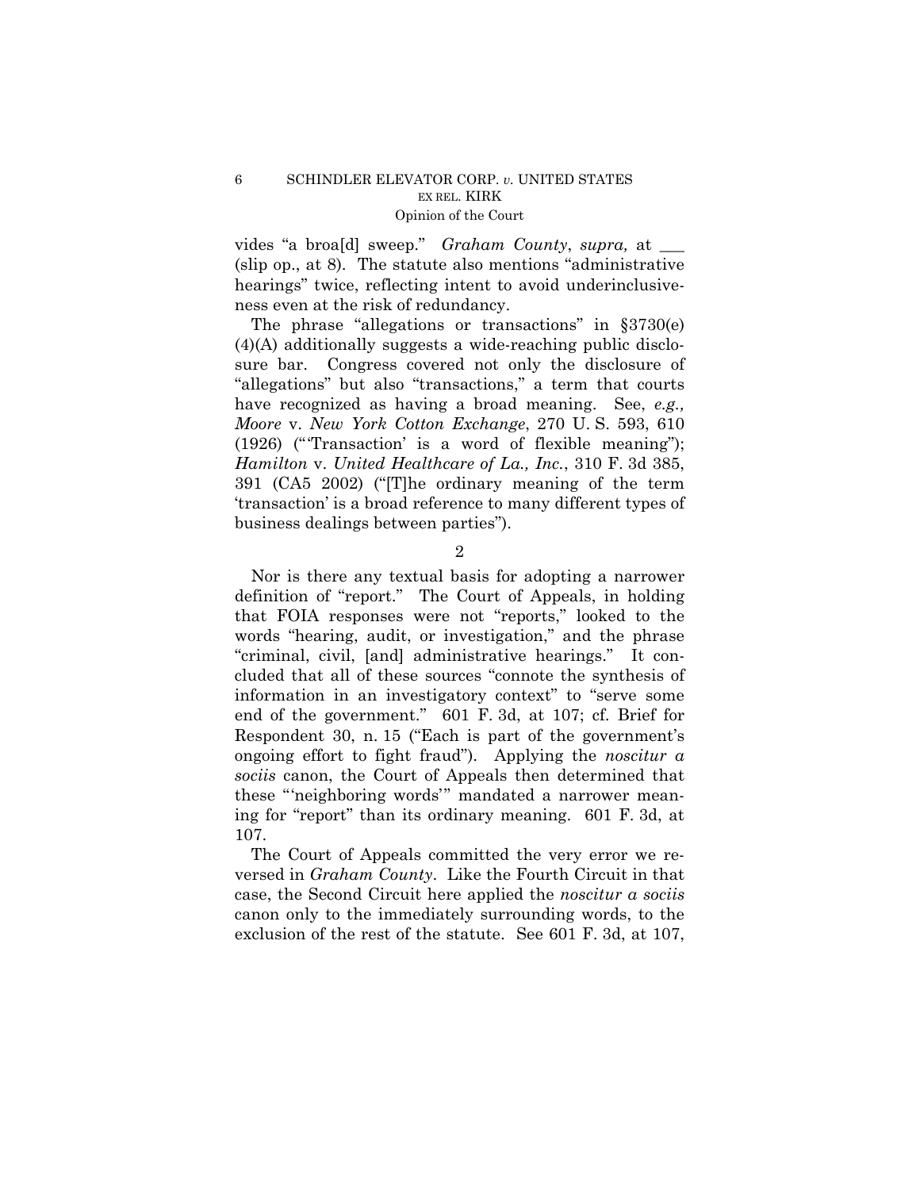vides "a broa[d] sweep." *Graham County*, *supra,* at ___ (slip op., at 8). The statute also mentions "administrative hearings" twice, reflecting intent to avoid underinclusiveness even at the risk of redundancy.

The phrase "allegations or transactions" in §3730(e)(4)(A) additionally suggests a wide-reaching public disclosure bar. Congress covered not only the disclosure of "allegations" but also "transactions," a term that courts have recognized as having a broad meaning. See, *e.g., Moore* v. *New York Cotton Exchange*, 270 U. S. 593, 610 (1926) ("'Transaction' is a word of flexible meaning"); *Hamilton* v. *United Healthcare of La., Inc.*, 310 F. 3d 385, 391 (CA5 2002) ("[T]he ordinary meaning of the term 'transaction' is a broad reference to many different types of business dealings between parties").

2

Nor is there any textual basis for adopting a narrower definition of "report." The Court of Appeals, in holding that FOIA responses were not "reports," looked to the words "hearing, audit, or investigation," and the phrase "criminal, civil, [and] administrative hearings." It concluded that all of these sources "connote the synthesis of information in an investigatory context" to "serve some end of the government." 601 F. 3d, at 107; cf. Brief for Respondent 30, n. 15 ("Each is part of the government's ongoing effort to fight fraud"). Applying the *noscitur a sociis* canon, the Court of Appeals then determined that these "'neighboring words'" mandated a narrower meaning for "report" than its ordinary meaning. 601 F. 3d, at 107.

The Court of Appeals committed the very error we reversed in *Graham County*. Like the Fourth Circuit in that case, the Second Circuit here applied the *noscitur a sociis* canon only to the immediately surrounding words, to the exclusion of the rest of the statute. See 601 F. 3d, at 107,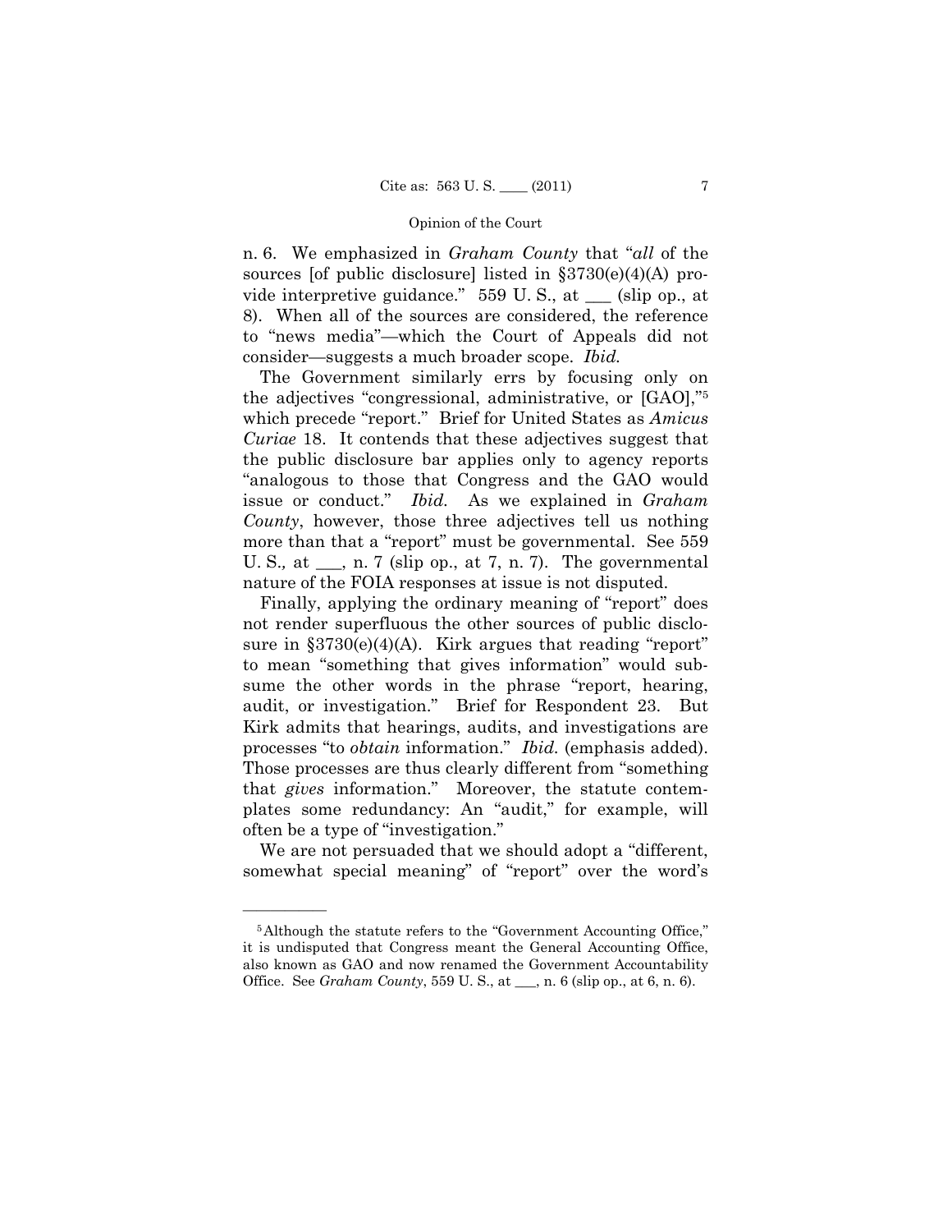n. 6. We emphasized in *Graham County* that "*all* of the sources [of public disclosure] listed in §3730(e)(4)(A) provide interpretive guidance." 559 U. S., at ___ (slip op., at 8). When all of the sources are considered, the reference to "news media"—which the Court of Appeals did not consider—suggests a much broader scope. *Ibid.*

The Government similarly errs by focusing only on the adjectives "congressional, administrative, or [GAO],"[5] which precede "report." Brief for United States as *Amicus Curiae* 18. It contends that these adjectives suggest that the public disclosure bar applies only to agency reports "analogous to those that Congress and the GAO would issue or conduct." *Ibid.* As we explained in *Graham County*, however, those three adjectives tell us nothing more than that a "report" must be governmental. See 559 U. S.*,* at ___, n. 7 (slip op., at 7, n. 7). The governmental nature of the FOIA responses at issue is not disputed.

Finally, applying the ordinary meaning of "report" does not render superfluous the other sources of public disclosure in §3730(e)(4)(A). Kirk argues that reading "report" to mean "something that gives information" would subsume the other words in the phrase "report, hearing, audit, or investigation." Brief for Respondent 23. But Kirk admits that hearings, audits, and investigations are processes "to *obtain* information." *Ibid.* (emphasis added). Those processes are thus clearly different from "something that *gives* information." Moreover, the statute contemplates some redundancy: An "audit," for example, will often be a type of "investigation."

We are not persuaded that we should adopt a "different, somewhat special meaning" of "report" over the word's

---

[5] Although the statute refers to the "Government Accounting Office," it is undisputed that Congress meant the General Accounting Office, also known as GAO and now renamed the Government Accountability Office. See *Graham County*, 559 U. S., at ___, n. 6 (slip op., at 6, n. 6).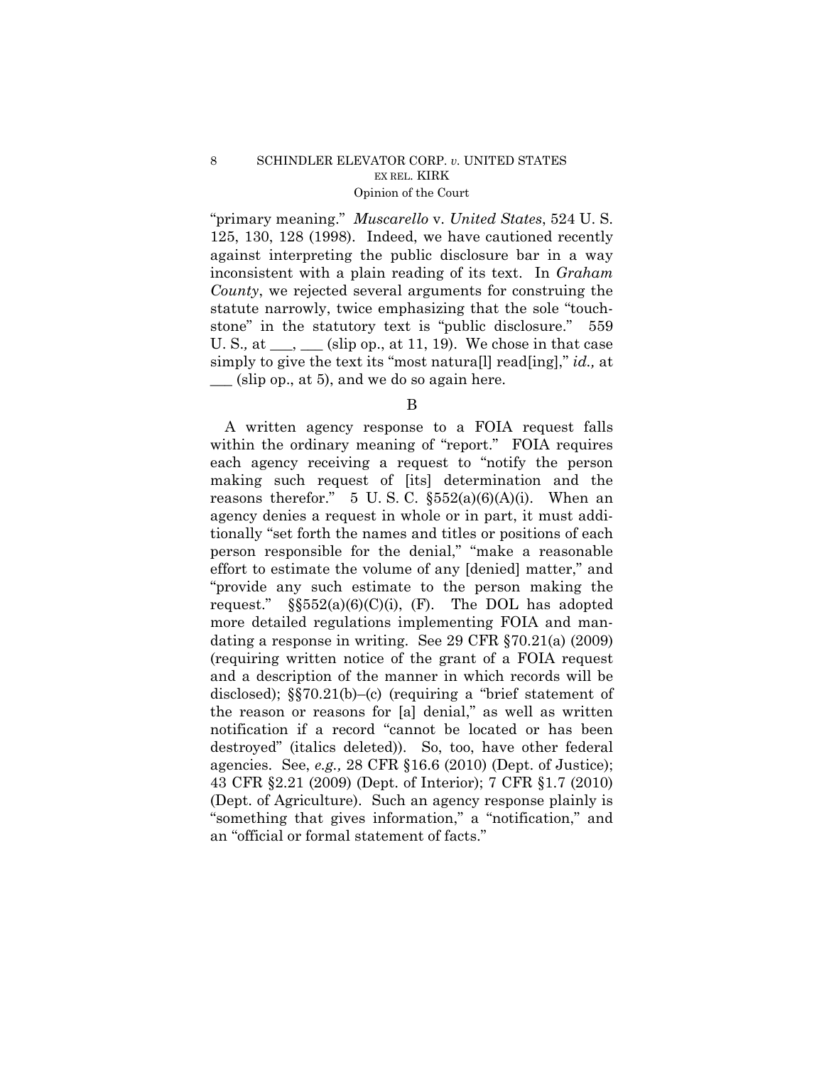"primary meaning." *Muscarello* v. *United States*, 524 U. S. 125, 130, 128 (1998). Indeed, we have cautioned recently against interpreting the public disclosure bar in a way inconsistent with a plain reading of its text. In *Graham County*, we rejected several arguments for construing the statute narrowly, twice emphasizing that the sole "touchstone" in the statutory text is "public disclosure." 559 U. S., at ___, ___ (slip op., at 11, 19). We chose in that case simply to give the text its "most natura[l] read[ing]," *id.,* at ___ (slip op., at 5), and we do so again here.

B

A written agency response to a FOIA request falls within the ordinary meaning of "report." FOIA requires each agency receiving a request to "notify the person making such request of [its] determination and the reasons therefor." 5 U. S. C. §552(a)(6)(A)(i). When an agency denies a request in whole or in part, it must additionally "set forth the names and titles or positions of each person responsible for the denial," "make a reasonable effort to estimate the volume of any [denied] matter," and "provide any such estimate to the person making the request." §§552(a)(6)(C)(i), (F). The DOL has adopted more detailed regulations implementing FOIA and mandating a response in writing. See 29 CFR §70.21(a) (2009) (requiring written notice of the grant of a FOIA request and a description of the manner in which records will be disclosed); §§70.21(b)–(c) (requiring a "brief statement of the reason or reasons for [a] denial," as well as written notification if a record "cannot be located or has been destroyed" (italics deleted)). So, too, have other federal agencies. See, *e.g.,* 28 CFR §16.6 (2010) (Dept. of Justice); 43 CFR §2.21 (2009) (Dept. of Interior); 7 CFR §1.7 (2010) (Dept. of Agriculture). Such an agency response plainly is "something that gives information," a "notification," and an "official or formal statement of facts."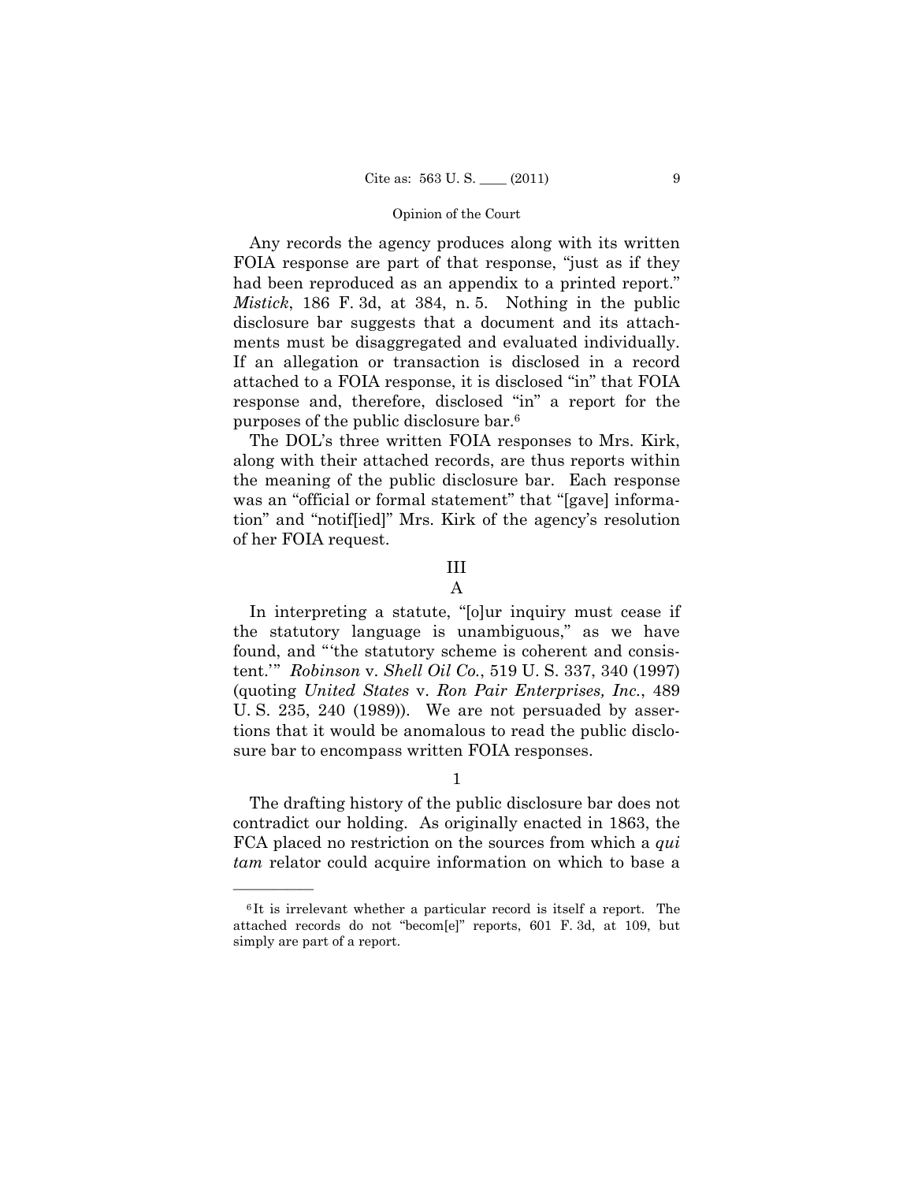Any records the agency produces along with its written FOIA response are part of that response, "just as if they had been reproduced as an appendix to a printed report." *Mistick*, 186 F. 3d, at 384, n. 5. Nothing in the public disclosure bar suggests that a document and its attachments must be disaggregated and evaluated individually. If an allegation or transaction is disclosed in a record attached to a FOIA response, it is disclosed "in" that FOIA response and, therefore, disclosed "in" a report for the purposes of the public disclosure bar.[6]

The DOL's three written FOIA responses to Mrs. Kirk, along with their attached records, are thus reports within the meaning of the public disclosure bar. Each response was an "official or formal statement" that "[gave] information" and "notif[ied]" Mrs. Kirk of the agency's resolution of her FOIA request.

## III

### A

In interpreting a statute, "[o]ur inquiry must cease if the statutory language is unambiguous," as we have found, and "'the statutory scheme is coherent and consistent.'" *Robinson* v. *Shell Oil Co.*, 519 U. S. 337, 340 (1997) (quoting *United States* v. *Ron Pair Enterprises, Inc.*, 489 U. S. 235, 240 (1989)). We are not persuaded by assertions that it would be anomalous to read the public disclosure bar to encompass written FOIA responses.

#### 1

The drafting history of the public disclosure bar does not contradict our holding. As originally enacted in 1863, the FCA placed no restriction on the sources from which a *qui tam* relator could acquire information on which to base a

---

[6] It is irrelevant whether a particular record is itself a report. The attached records do not "becom[e]" reports, 601 F. 3d, at 109, but simply are part of a report.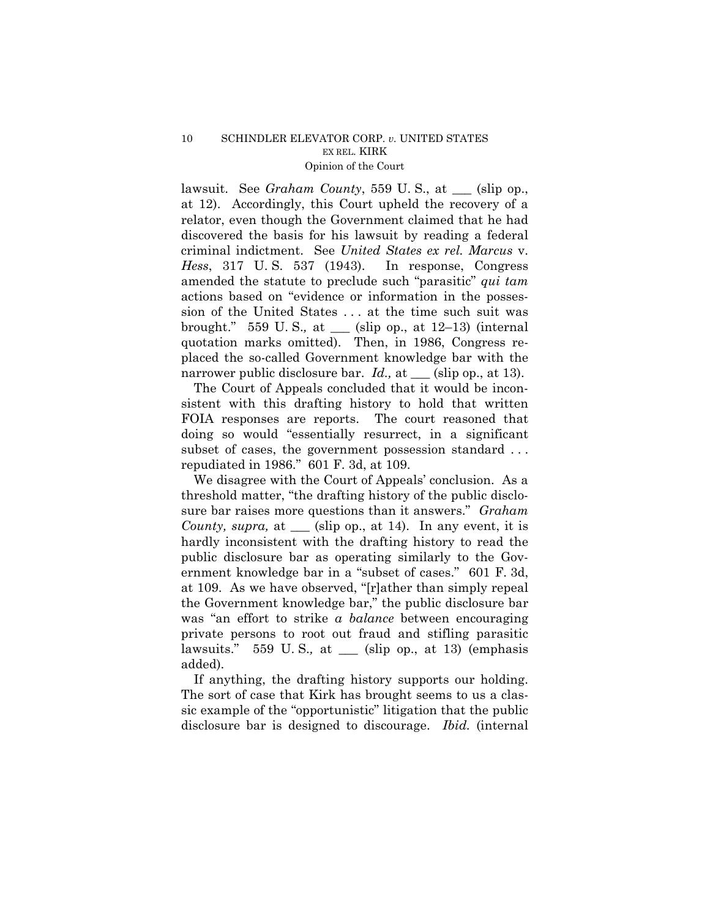lawsuit. See *Graham County*, 559 U. S., at ___ (slip op., at 12). Accordingly, this Court upheld the recovery of a relator, even though the Government claimed that he had discovered the basis for his lawsuit by reading a federal criminal indictment. See *United States ex rel. Marcus* v. *Hess*, 317 U. S. 537 (1943). In response, Congress amended the statute to preclude such "parasitic" *qui tam* actions based on "evidence or information in the possession of the United States . . . at the time such suit was brought." 559 U. S.*,* at ___ (slip op., at 12–13) (internal quotation marks omitted). Then, in 1986, Congress replaced the so-called Government knowledge bar with the narrower public disclosure bar. *Id.,* at ___ (slip op., at 13).

The Court of Appeals concluded that it would be inconsistent with this drafting history to hold that written FOIA responses are reports. The court reasoned that doing so would "essentially resurrect, in a significant subset of cases, the government possession standard . . . repudiated in 1986." 601 F. 3d, at 109.

We disagree with the Court of Appeals' conclusion. As a threshold matter, "the drafting history of the public disclosure bar raises more questions than it answers." *Graham County, supra,* at ___ (slip op., at 14). In any event, it is hardly inconsistent with the drafting history to read the public disclosure bar as operating similarly to the Government knowledge bar in a "subset of cases." 601 F. 3d, at 109. As we have observed, "[r]ather than simply repeal the Government knowledge bar," the public disclosure bar was "an effort to strike *a balance* between encouraging private persons to root out fraud and stifling parasitic lawsuits." 559 U. S.*,* at ___ (slip op., at 13) (emphasis added).

If anything, the drafting history supports our holding. The sort of case that Kirk has brought seems to us a classic example of the "opportunistic" litigation that the public disclosure bar is designed to discourage. *Ibid.* (internal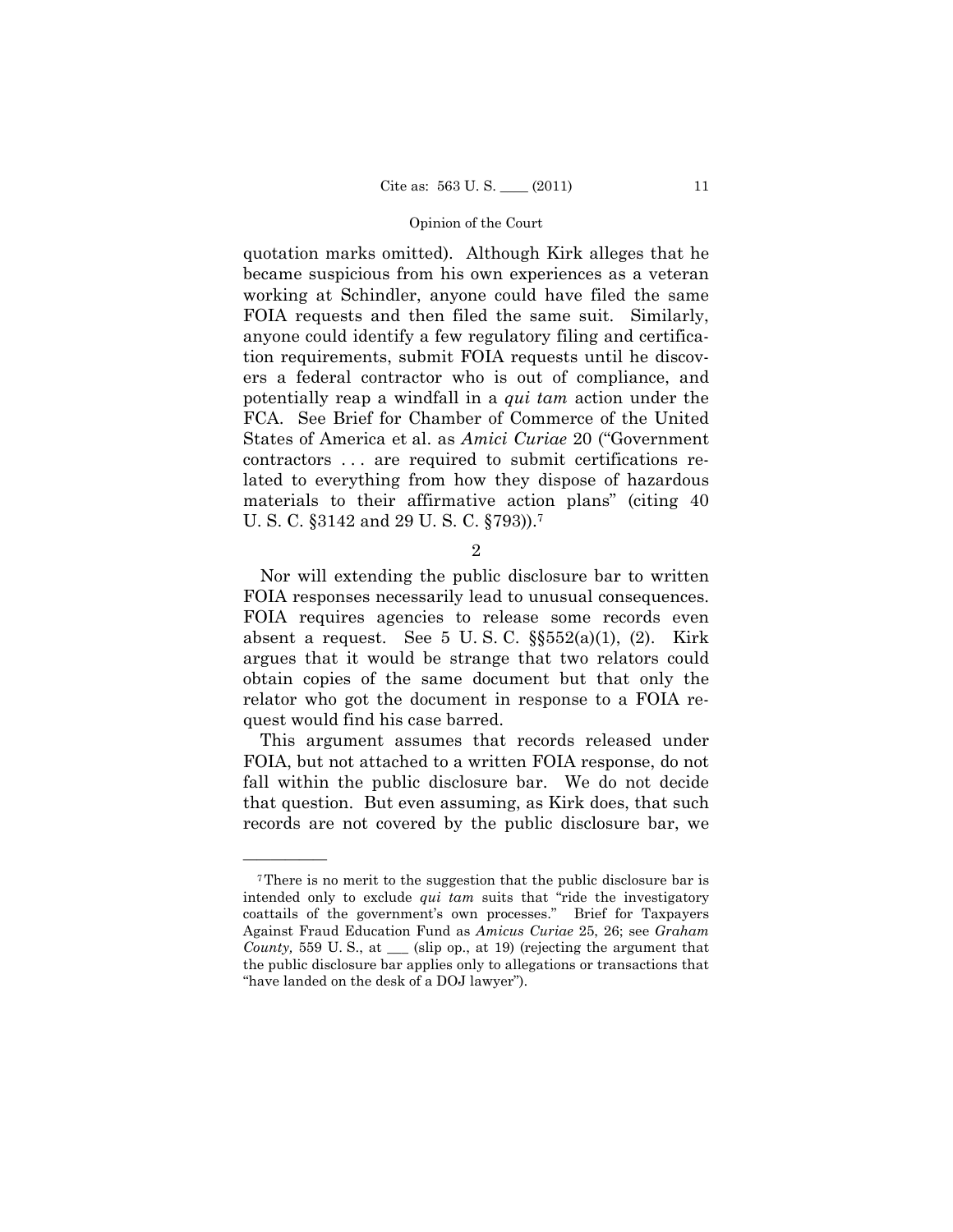quotation marks omitted). Although Kirk alleges that he became suspicious from his own experiences as a veteran working at Schindler, anyone could have filed the same FOIA requests and then filed the same suit. Similarly, anyone could identify a few regulatory filing and certification requirements, submit FOIA requests until he discovers a federal contractor who is out of compliance, and potentially reap a windfall in a *qui tam* action under the FCA. See Brief for Chamber of Commerce of the United States of America et al. as *Amici Curiae* 20 ("Government contractors . . . are required to submit certifications related to everything from how they dispose of hazardous materials to their affirmative action plans" (citing 40 U. S. C. §3142 and 29 U. S. C. §793)).[7]

2

Nor will extending the public disclosure bar to written FOIA responses necessarily lead to unusual consequences. FOIA requires agencies to release some records even absent a request. See 5 U. S. C. §§552(a)(1), (2). Kirk argues that it would be strange that two relators could obtain copies of the same document but that only the relator who got the document in response to a FOIA request would find his case barred.

This argument assumes that records released under FOIA, but not attached to a written FOIA response, do not fall within the public disclosure bar. We do not decide that question. But even assuming, as Kirk does, that such records are not covered by the public disclosure bar, we

---

[7] There is no merit to the suggestion that the public disclosure bar is intended only to exclude *qui tam* suits that "ride the investigatory coattails of the government's own processes." Brief for Taxpayers Against Fraud Education Fund as *Amicus Curiae* 25, 26; see *Graham County,* 559 U. S., at \_\_\_ (slip op., at 19) (rejecting the argument that the public disclosure bar applies only to allegations or transactions that "have landed on the desk of a DOJ lawyer").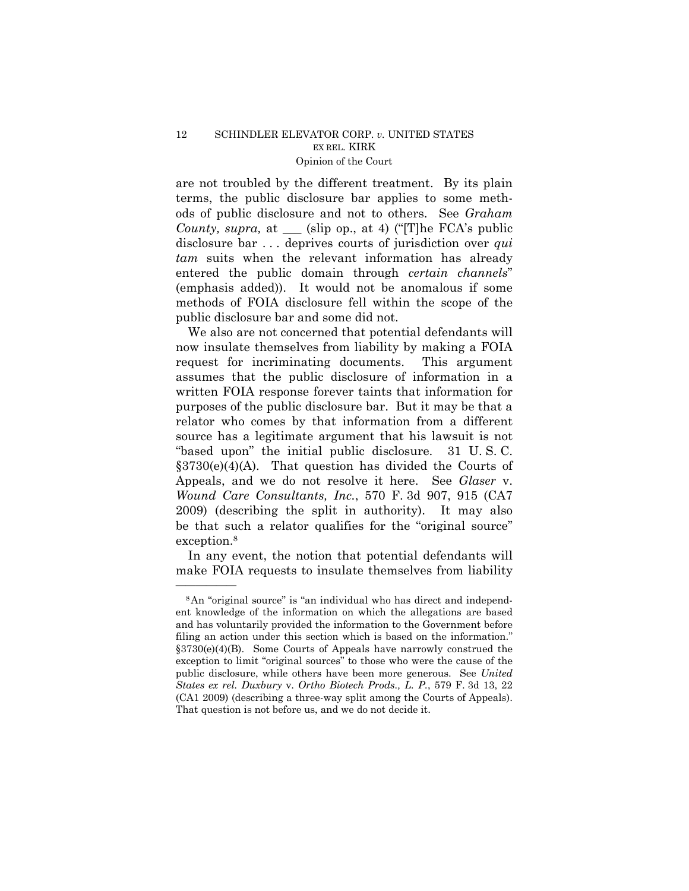are not troubled by the different treatment. By its plain terms, the public disclosure bar applies to some methods of public disclosure and not to others. See *Graham County, supra,* at ___ (slip op., at 4) ("[T]he FCA's public disclosure bar . . . deprives courts of jurisdiction over *qui tam* suits when the relevant information has already entered the public domain through *certain channels*" (emphasis added)). It would not be anomalous if some methods of FOIA disclosure fell within the scope of the public disclosure bar and some did not.

We also are not concerned that potential defendants will now insulate themselves from liability by making a FOIA request for incriminating documents. This argument assumes that the public disclosure of information in a written FOIA response forever taints that information for purposes of the public disclosure bar. But it may be that a relator who comes by that information from a different source has a legitimate argument that his lawsuit is not "based upon" the initial public disclosure. 31 U. S. C. §3730(e)(4)(A). That question has divided the Courts of Appeals, and we do not resolve it here. See *Glaser* v. *Wound Care Consultants, Inc.*, 570 F. 3d 907, 915 (CA7 2009) (describing the split in authority). It may also be that such a relator qualifies for the "original source" exception.[8]

In any event, the notion that potential defendants will make FOIA requests to insulate themselves from liability

---

[8] An "original source" is "an individual who has direct and independent knowledge of the information on which the allegations are based and has voluntarily provided the information to the Government before filing an action under this section which is based on the information." §3730(e)(4)(B). Some Courts of Appeals have narrowly construed the exception to limit "original sources" to those who were the cause of the public disclosure, while others have been more generous. See *United States ex rel. Duxbury* v. *Ortho Biotech Prods., L. P.*, 579 F. 3d 13, 22 (CA1 2009) (describing a three-way split among the Courts of Appeals). That question is not before us, and we do not decide it.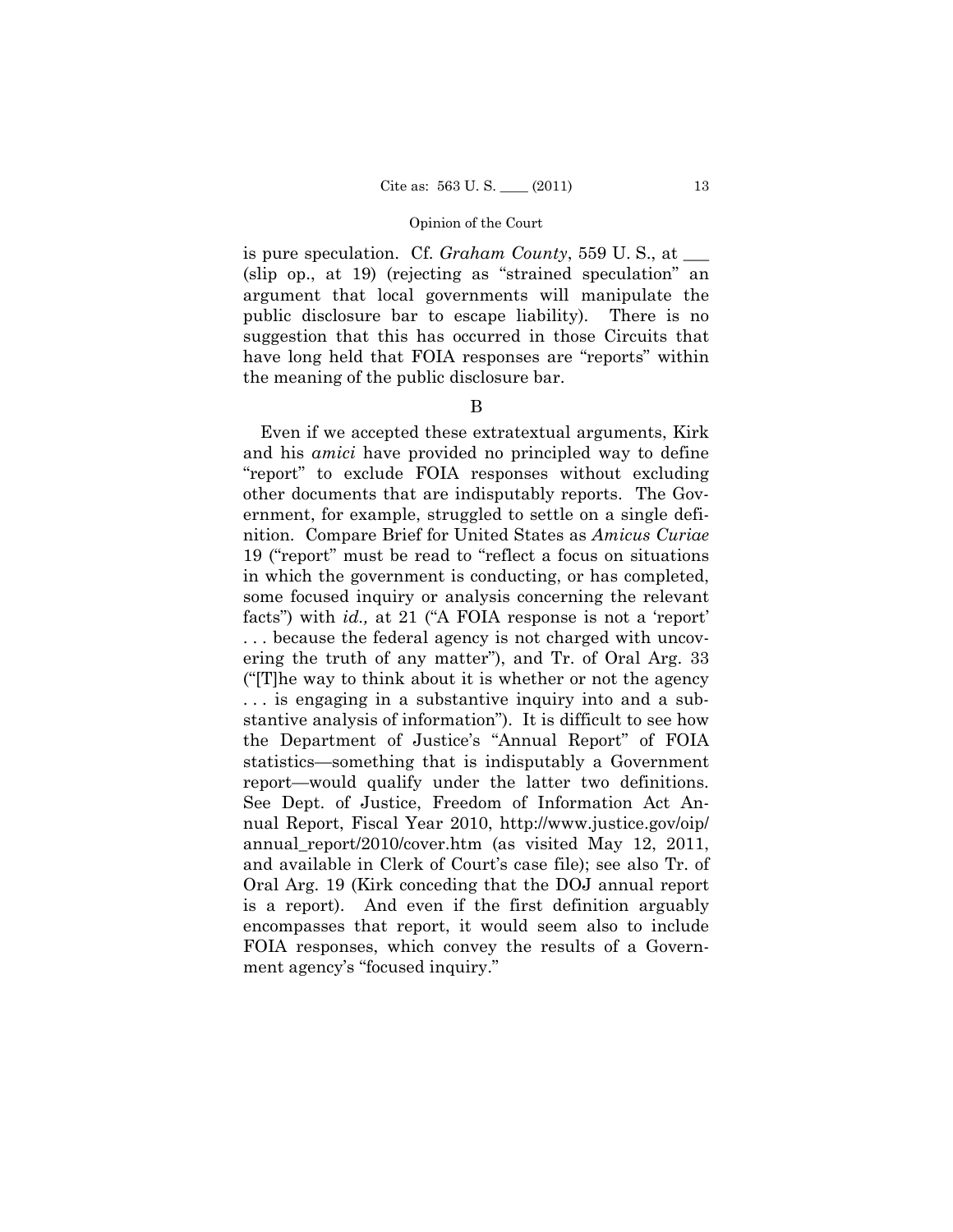is pure speculation. Cf. *Graham County*, 559 U. S., at \_\_\_ (slip op., at 19) (rejecting as "strained speculation" an argument that local governments will manipulate the public disclosure bar to escape liability). There is no suggestion that this has occurred in those Circuits that have long held that FOIA responses are "reports" within the meaning of the public disclosure bar.

B

Even if we accepted these extratextual arguments, Kirk and his *amici* have provided no principled way to define "report" to exclude FOIA responses without excluding other documents that are indisputably reports. The Government, for example, struggled to settle on a single definition. Compare Brief for United States as *Amicus Curiae* 19 ("report" must be read to "reflect a focus on situations in which the government is conducting, or has completed, some focused inquiry or analysis concerning the relevant facts") with *id.,* at 21 ("A FOIA response is not a 'report' . . . because the federal agency is not charged with uncovering the truth of any matter"), and Tr. of Oral Arg. 33 ("[T]he way to think about it is whether or not the agency . . . is engaging in a substantive inquiry into and a substantive analysis of information"). It is difficult to see how the Department of Justice's "Annual Report" of FOIA statistics—something that is indisputably a Government report—would qualify under the latter two definitions. See Dept. of Justice, Freedom of Information Act Annual Report, Fiscal Year 2010, http://www.justice.gov/oip/annual_report/2010/cover.htm (as visited May 12, 2011, and available in Clerk of Court's case file); see also Tr. of Oral Arg. 19 (Kirk conceding that the DOJ annual report is a report). And even if the first definition arguably encompasses that report, it would seem also to include FOIA responses, which convey the results of a Government agency's "focused inquiry."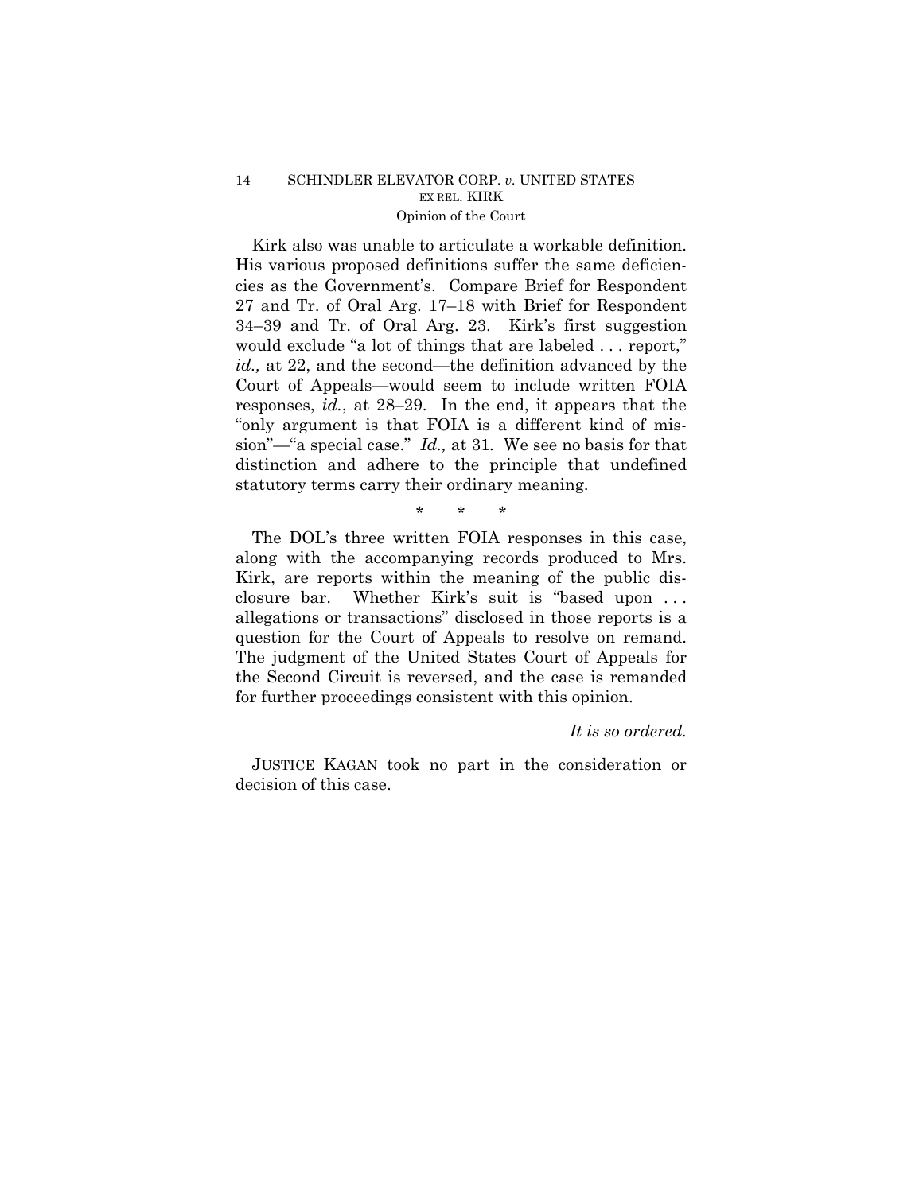Kirk also was unable to articulate a workable definition. His various proposed definitions suffer the same deficiencies as the Government's. Compare Brief for Respondent 27 and Tr. of Oral Arg. 17–18 with Brief for Respondent 34–39 and Tr. of Oral Arg. 23. Kirk's first suggestion would exclude "a lot of things that are labeled . . . report," *id.,* at 22, and the second—the definition advanced by the Court of Appeals—would seem to include written FOIA responses, *id.*, at 28–29. In the end, it appears that the "only argument is that FOIA is a different kind of mission"—"a special case." *Id.,* at 31. We see no basis for that distinction and adhere to the principle that undefined statutory terms carry their ordinary meaning.

\* \* \*

The DOL's three written FOIA responses in this case, along with the accompanying records produced to Mrs. Kirk, are reports within the meaning of the public disclosure bar. Whether Kirk's suit is "based upon . . . allegations or transactions" disclosed in those reports is a question for the Court of Appeals to resolve on remand. The judgment of the United States Court of Appeals for the Second Circuit is reversed, and the case is remanded for further proceedings consistent with this opinion.

*It is so ordered.*

JUSTICE KAGAN took no part in the consideration or decision of this case.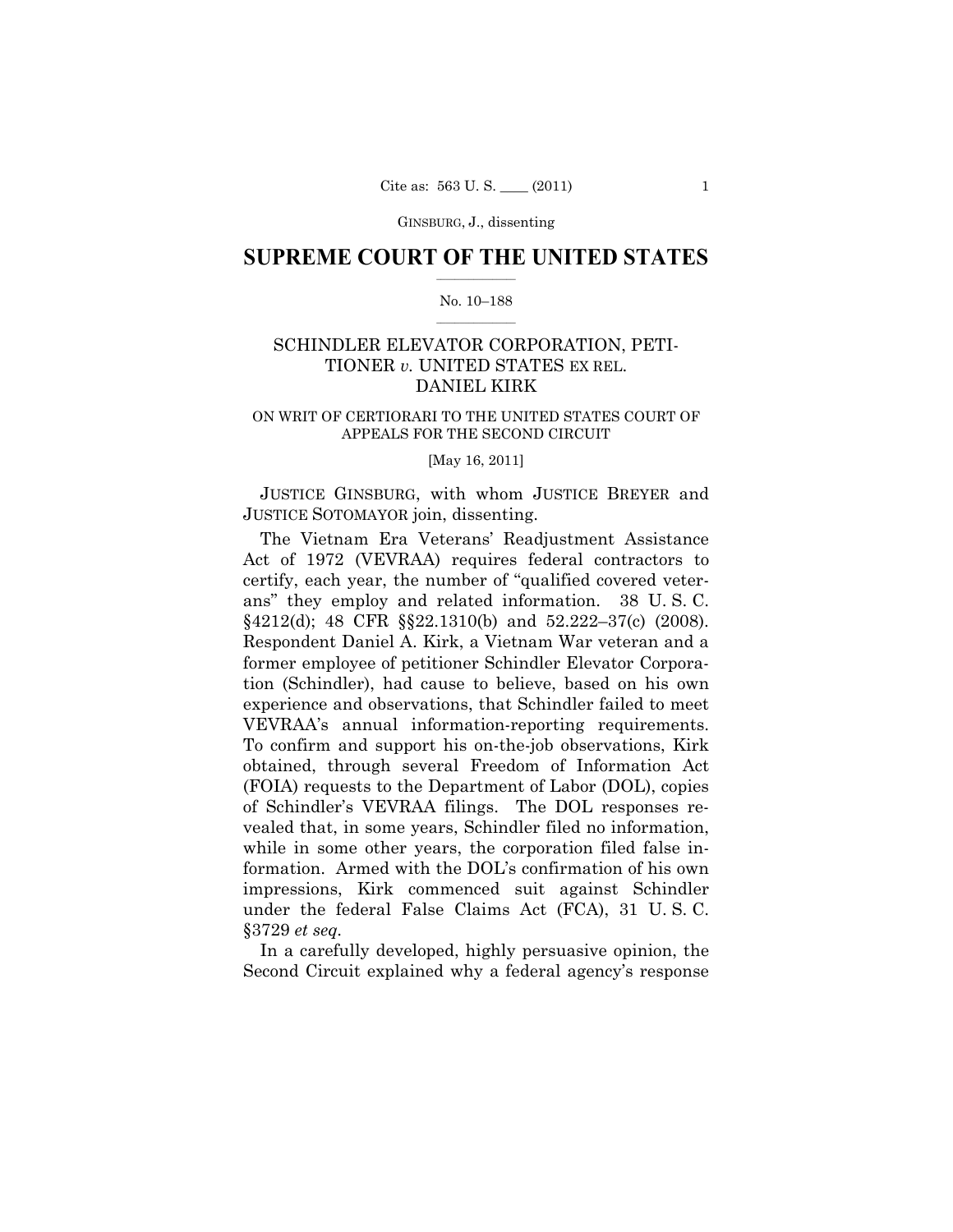GINSBURG, J., dissenting

# SUPREME COURT OF THE UNITED STATES

No. 10–188

## SCHINDLER ELEVATOR CORPORATION, PETITIONER *v.* UNITED STATES EX REL. DANIEL KIRK

ON WRIT OF CERTIORARI TO THE UNITED STATES COURT OF APPEALS FOR THE SECOND CIRCUIT

[May 16, 2011]

JUSTICE GINSBURG, with whom JUSTICE BREYER and JUSTICE SOTOMAYOR join, dissenting.

The Vietnam Era Veterans' Readjustment Assistance Act of 1972 (VEVRAA) requires federal contractors to certify, each year, the number of "qualified covered veterans" they employ and related information. 38 U. S. C. §4212(d); 48 CFR §§22.1310(b) and 52.222–37(c) (2008). Respondent Daniel A. Kirk, a Vietnam War veteran and a former employee of petitioner Schindler Elevator Corporation (Schindler), had cause to believe, based on his own experience and observations, that Schindler failed to meet VEVRAA's annual information-reporting requirements. To confirm and support his on-the-job observations, Kirk obtained, through several Freedom of Information Act (FOIA) requests to the Department of Labor (DOL), copies of Schindler's VEVRAA filings. The DOL responses revealed that, in some years, Schindler filed no information, while in some other years, the corporation filed false information. Armed with the DOL's confirmation of his own impressions, Kirk commenced suit against Schindler under the federal False Claims Act (FCA), 31 U. S. C. §3729 *et seq.*

In a carefully developed, highly persuasive opinion, the Second Circuit explained why a federal agency's response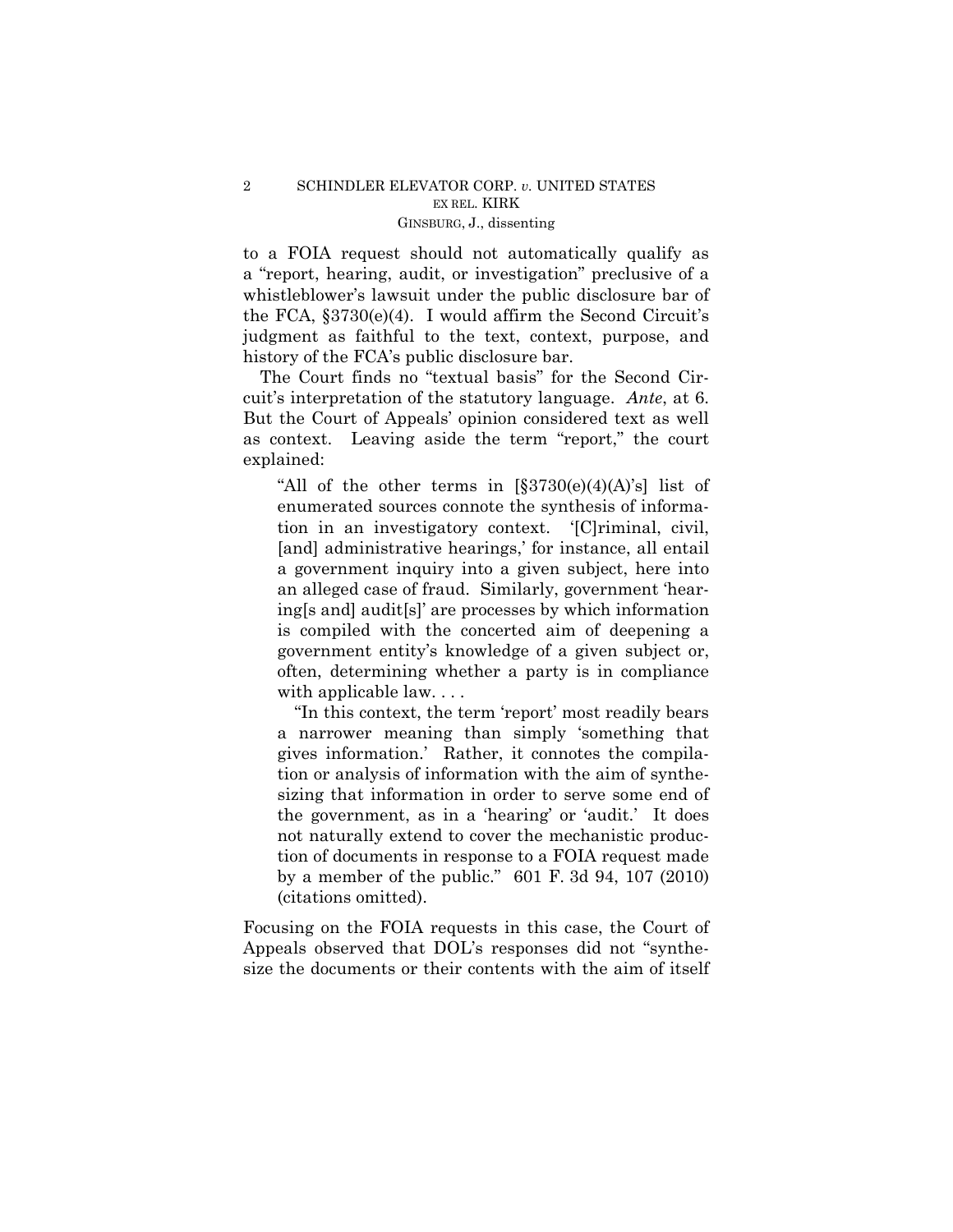to a FOIA request should not automatically qualify as a "report, hearing, audit, or investigation" preclusive of a whistleblower's lawsuit under the public disclosure bar of the FCA, §3730(e)(4). I would affirm the Second Circuit's judgment as faithful to the text, context, purpose, and history of the FCA's public disclosure bar.

The Court finds no "textual basis" for the Second Circuit's interpretation of the statutory language. *Ante*, at 6. But the Court of Appeals' opinion considered text as well as context. Leaving aside the term "report," the court explained:

> "All of the other terms in [§3730(e)(4)(A)'s] list of enumerated sources connote the synthesis of information in an investigatory context. '[C]riminal, civil, [and] administrative hearings,' for instance, all entail a government inquiry into a given subject, here into an alleged case of fraud. Similarly, government 'hearing[s and] audit[s]' are processes by which information is compiled with the concerted aim of deepening a government entity's knowledge of a given subject or, often, determining whether a party is in compliance with applicable law. . . .
>
> "In this context, the term 'report' most readily bears a narrower meaning than simply 'something that gives information.' Rather, it connotes the compilation or analysis of information with the aim of synthesizing that information in order to serve some end of the government, as in a 'hearing' or 'audit.' It does not naturally extend to cover the mechanistic production of documents in response to a FOIA request made by a member of the public." 601 F. 3d 94, 107 (2010) (citations omitted).

Focusing on the FOIA requests in this case, the Court of Appeals observed that DOL's responses did not "synthesize the documents or their contents with the aim of itself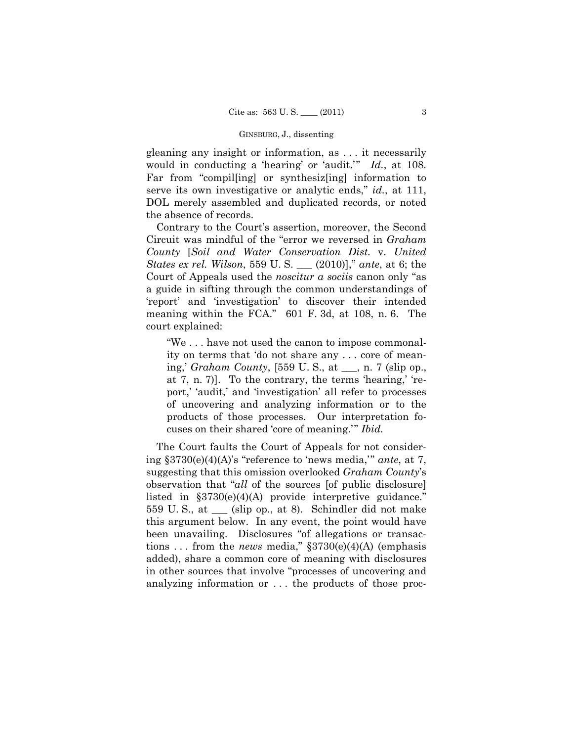gleaning any insight or information, as . . . it necessarily would in conducting a 'hearing' or 'audit.'" *Id.*, at 108. Far from "compil[ing] or synthesiz[ing] information to serve its own investigative or analytic ends," *id.*, at 111, DOL merely assembled and duplicated records, or noted the absence of records.

Contrary to the Court's assertion, moreover, the Second Circuit was mindful of the "error we reversed in *Graham County* [*Soil and Water Conservation Dist.* v. *United States ex rel. Wilson*, 559 U. S. ___ (2010)]," *ante*, at 6; the Court of Appeals used the *noscitur a sociis* canon only "as a guide in sifting through the common understandings of 'report' and 'investigation' to discover their intended meaning within the FCA." 601 F. 3d, at 108, n. 6. The court explained:

> "We . . . have not used the canon to impose commonality on terms that 'do not share any . . . core of meaning,' *Graham County*, [559 U. S., at ___, n. 7 (slip op., at 7, n. 7)]. To the contrary, the terms 'hearing,' 'report,' 'audit,' and 'investigation' all refer to processes of uncovering and analyzing information or to the products of those processes. Our interpretation focuses on their shared 'core of meaning.'" *Ibid.*

The Court faults the Court of Appeals for not considering §3730(e)(4)(A)'s "reference to 'news media,'" *ante*, at 7, suggesting that this omission overlooked *Graham County*'s observation that "*all* of the sources [of public disclosure] listed in §3730(e)(4)(A) provide interpretive guidance." 559 U. S., at ___ (slip op., at 8). Schindler did not make this argument below. In any event, the point would have been unavailing. Disclosures "of allegations or transactions . . . from the *news* media," §3730(e)(4)(A) (emphasis added), share a common core of meaning with disclosures in other sources that involve "processes of uncovering and analyzing information or . . . the products of those proc-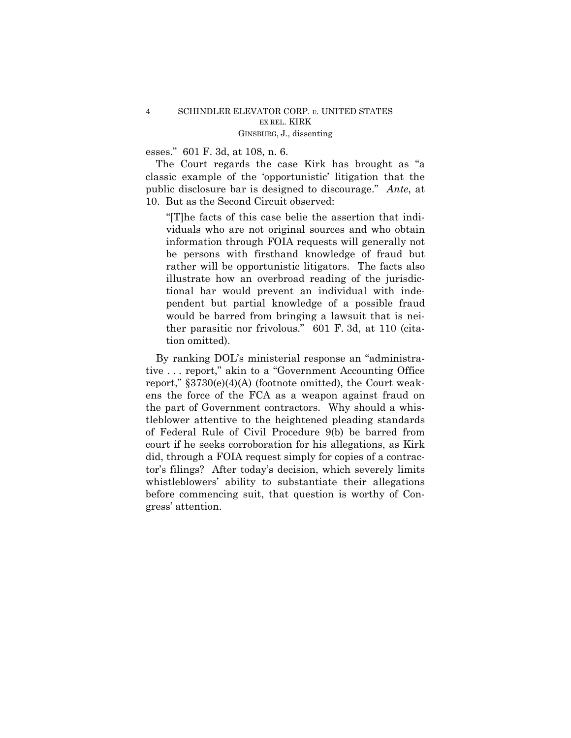esses." 601 F. 3d, at 108, n. 6.

The Court regards the case Kirk has brought as "a classic example of the 'opportunistic' litigation that the public disclosure bar is designed to discourage." *Ante*, at 10. But as the Second Circuit observed:

> "[T]he facts of this case belie the assertion that individuals who are not original sources and who obtain information through FOIA requests will generally not be persons with firsthand knowledge of fraud but rather will be opportunistic litigators. The facts also illustrate how an overbroad reading of the jurisdictional bar would prevent an individual with independent but partial knowledge of a possible fraud would be barred from bringing a lawsuit that is neither parasitic nor frivolous." 601 F. 3d, at 110 (citation omitted).

By ranking DOL's ministerial response an "administrative . . . report," akin to a "Government Accounting Office report," §3730(e)(4)(A) (footnote omitted), the Court weakens the force of the FCA as a weapon against fraud on the part of Government contractors. Why should a whistleblower attentive to the heightened pleading standards of Federal Rule of Civil Procedure 9(b) be barred from court if he seeks corroboration for his allegations, as Kirk did, through a FOIA request simply for copies of a contractor's filings? After today's decision, which severely limits whistleblowers' ability to substantiate their allegations before commencing suit, that question is worthy of Congress' attention.